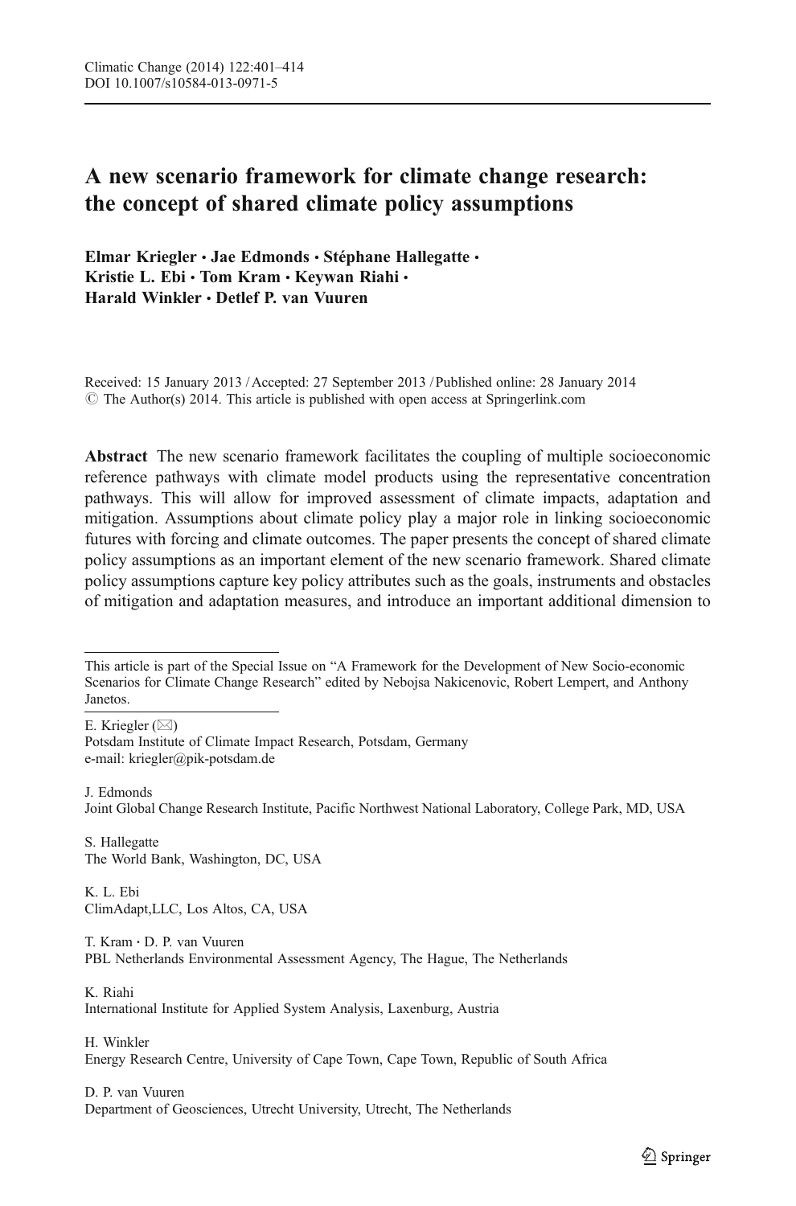# A new scenario framework for climate change research: the concept of shared climate policy assumptions

**Elmar Kriegler · Jae Edmonds · Stéphane Hallegatte · Kristie L. Ebi · Tom Kram · Keywan Riahi · Harald Winkler · Detlef P. van Vuuren**

Received: 15 January 2013 / Accepted: 27 September 2013 / Published online: 28 January 2014
© The Author(s) 2014. This article is published with open access at Springerlink.com

**Abstract** The new scenario framework facilitates the coupling of multiple socioeconomic reference pathways with climate model products using the representative concentration pathways. This will allow for improved assessment of climate impacts, adaptation and mitigation. Assumptions about climate policy play a major role in linking socioeconomic futures with forcing and climate outcomes. The paper presents the concept of shared climate policy assumptions as an important element of the new scenario framework. Shared climate policy assumptions capture key policy attributes such as the goals, instruments and obstacles of mitigation and adaptation measures, and introduce an important additional dimension to

---

This article is part of the Special Issue on "A Framework for the Development of New Socio-economic Scenarios for Climate Change Research" edited by Nebojsa Nakicenovic, Robert Lempert, and Anthony Janetos.

E. Kriegler (✉)
Potsdam Institute of Climate Impact Research, Potsdam, Germany
e-mail: kriegler@pik-potsdam.de

J. Edmonds
Joint Global Change Research Institute, Pacific Northwest National Laboratory, College Park, MD, USA

S. Hallegatte
The World Bank, Washington, DC, USA

K. L. Ebi
ClimAdapt,LLC, Los Altos, CA, USA

T. Kram · D. P. van Vuuren
PBL Netherlands Environmental Assessment Agency, The Hague, The Netherlands

K. Riahi
International Institute for Applied System Analysis, Laxenburg, Austria

H. Winkler
Energy Research Centre, University of Cape Town, Cape Town, Republic of South Africa

D. P. van Vuuren
Department of Geosciences, Utrecht University, Utrecht, The Netherlands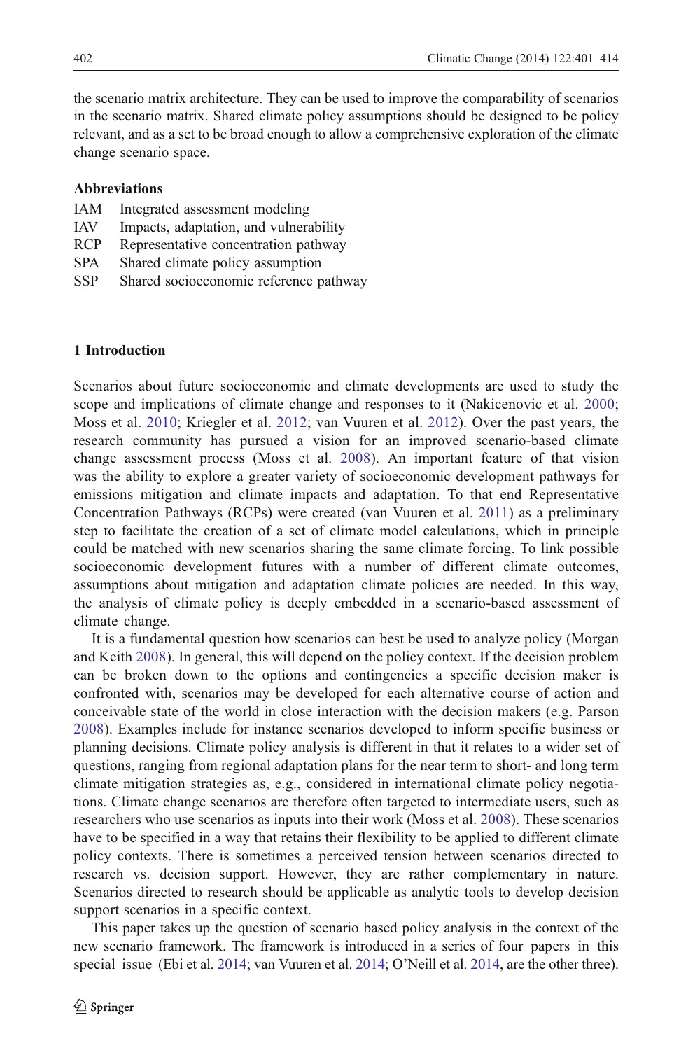the scenario matrix architecture. They can be used to improve the comparability of scenarios in the scenario matrix. Shared climate policy assumptions should be designed to be policy relevant, and as a set to be broad enough to allow a comprehensive exploration of the climate change scenario space.

**Abbreviations**

| | |
|---|---|
| IAM | Integrated assessment modeling |
| IAV | Impacts, adaptation, and vulnerability |
| RCP | Representative concentration pathway |
| SPA | Shared climate policy assumption |
| SSP | Shared socioeconomic reference pathway |

## 1 Introduction

Scenarios about future socioeconomic and climate developments are used to study the scope and implications of climate change and responses to it (Nakicenovic et al. 2000; Moss et al. 2010; Kriegler et al. 2012; van Vuuren et al. 2012). Over the past years, the research community has pursued a vision for an improved scenario-based climate change assessment process (Moss et al. 2008). An important feature of that vision was the ability to explore a greater variety of socioeconomic development pathways for emissions mitigation and climate impacts and adaptation. To that end Representative Concentration Pathways (RCPs) were created (van Vuuren et al. 2011) as a preliminary step to facilitate the creation of a set of climate model calculations, which in principle could be matched with new scenarios sharing the same climate forcing. To link possible socioeconomic development futures with a number of different climate outcomes, assumptions about mitigation and adaptation climate policies are needed. In this way, the analysis of climate policy is deeply embedded in a scenario-based assessment of climate change.

It is a fundamental question how scenarios can best be used to analyze policy (Morgan and Keith 2008). In general, this will depend on the policy context. If the decision problem can be broken down to the options and contingencies a specific decision maker is confronted with, scenarios may be developed for each alternative course of action and conceivable state of the world in close interaction with the decision makers (e.g. Parson 2008). Examples include for instance scenarios developed to inform specific business or planning decisions. Climate policy analysis is different in that it relates to a wider set of questions, ranging from regional adaptation plans for the near term to short- and long term climate mitigation strategies as, e.g., considered in international climate policy negotiations. Climate change scenarios are therefore often targeted to intermediate users, such as researchers who use scenarios as inputs into their work (Moss et al. 2008). These scenarios have to be specified in a way that retains their flexibility to be applied to different climate policy contexts. There is sometimes a perceived tension between scenarios directed to research vs. decision support. However, they are rather complementary in nature. Scenarios directed to research should be applicable as analytic tools to develop decision support scenarios in a specific context.

This paper takes up the question of scenario based policy analysis in the context of the new scenario framework. The framework is introduced in a series of four papers in this special issue (Ebi et al. 2014; van Vuuren et al. 2014; O'Neill et al. 2014, are the other three).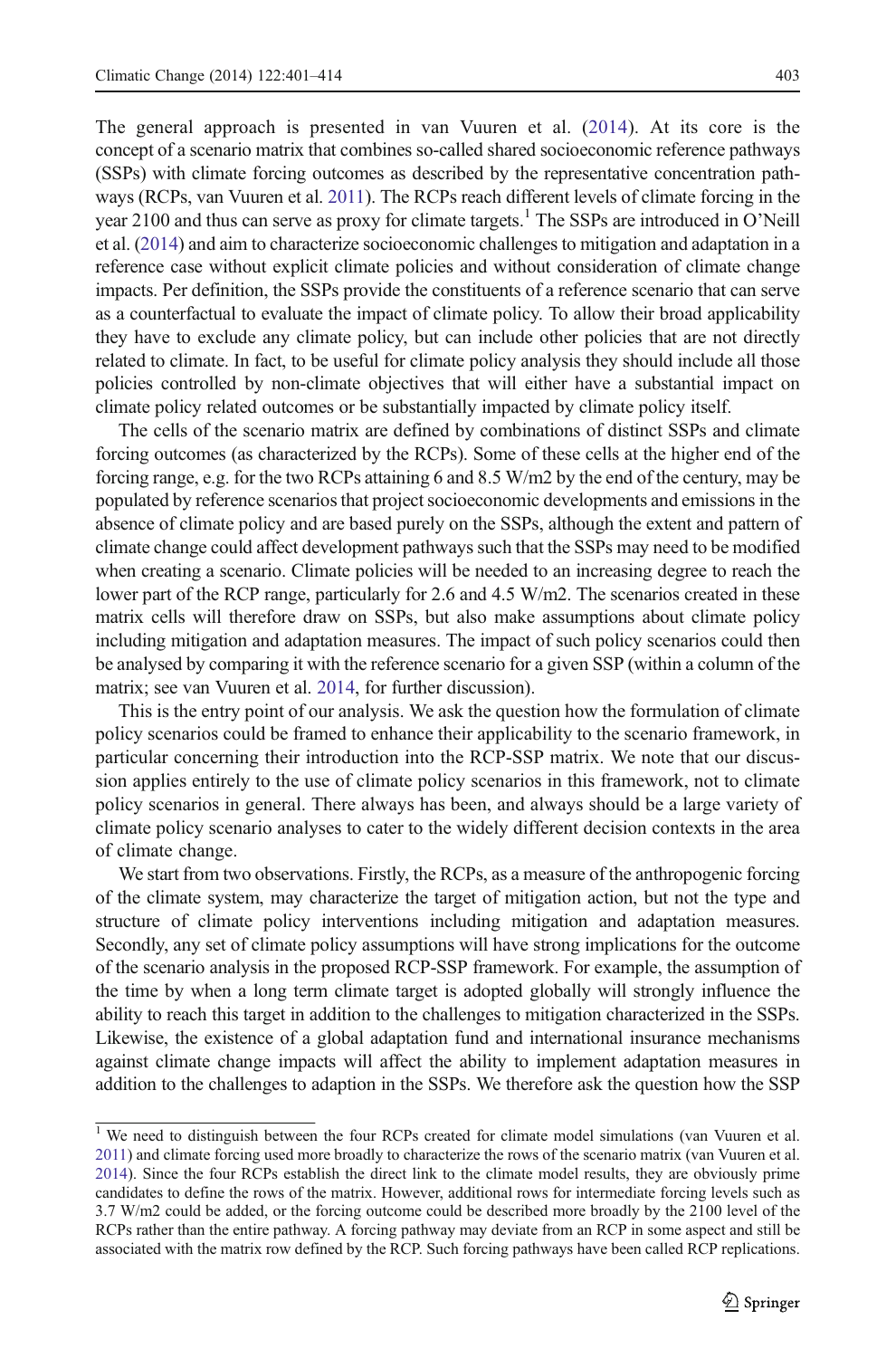The general approach is presented in van Vuuren et al. (2014). At its core is the concept of a scenario matrix that combines so-called shared socioeconomic reference pathways (SSPs) with climate forcing outcomes as described by the representative concentration pathways (RCPs, van Vuuren et al. 2011). The RCPs reach different levels of climate forcing in the year 2100 and thus can serve as proxy for climate targets.[1] The SSPs are introduced in O'Neill et al. (2014) and aim to characterize socioeconomic challenges to mitigation and adaptation in a reference case without explicit climate policies and without consideration of climate change impacts. Per definition, the SSPs provide the constituents of a reference scenario that can serve as a counterfactual to evaluate the impact of climate policy. To allow their broad applicability they have to exclude any climate policy, but can include other policies that are not directly related to climate. In fact, to be useful for climate policy analysis they should include all those policies controlled by non-climate objectives that will either have a substantial impact on climate policy related outcomes or be substantially impacted by climate policy itself.

The cells of the scenario matrix are defined by combinations of distinct SSPs and climate forcing outcomes (as characterized by the RCPs). Some of these cells at the higher end of the forcing range, e.g. for the two RCPs attaining 6 and 8.5 W/m2 by the end of the century, may be populated by reference scenarios that project socioeconomic developments and emissions in the absence of climate policy and are based purely on the SSPs, although the extent and pattern of climate change could affect development pathways such that the SSPs may need to be modified when creating a scenario. Climate policies will be needed to an increasing degree to reach the lower part of the RCP range, particularly for 2.6 and 4.5 W/m2. The scenarios created in these matrix cells will therefore draw on SSPs, but also make assumptions about climate policy including mitigation and adaptation measures. The impact of such policy scenarios could then be analysed by comparing it with the reference scenario for a given SSP (within a column of the matrix; see van Vuuren et al. 2014, for further discussion).

This is the entry point of our analysis. We ask the question how the formulation of climate policy scenarios could be framed to enhance their applicability to the scenario framework, in particular concerning their introduction into the RCP-SSP matrix. We note that our discussion applies entirely to the use of climate policy scenarios in this framework, not to climate policy scenarios in general. There always has been, and always should be a large variety of climate policy scenario analyses to cater to the widely different decision contexts in the area of climate change.

We start from two observations. Firstly, the RCPs, as a measure of the anthropogenic forcing of the climate system, may characterize the target of mitigation action, but not the type and structure of climate policy interventions including mitigation and adaptation measures. Secondly, any set of climate policy assumptions will have strong implications for the outcome of the scenario analysis in the proposed RCP-SSP framework. For example, the assumption of the time by when a long term climate target is adopted globally will strongly influence the ability to reach this target in addition to the challenges to mitigation characterized in the SSPs. Likewise, the existence of a global adaptation fund and international insurance mechanisms against climate change impacts will affect the ability to implement adaptation measures in addition to the challenges to adaption in the SSPs. We therefore ask the question how the SSP

[1] We need to distinguish between the four RCPs created for climate model simulations (van Vuuren et al. 2011) and climate forcing used more broadly to characterize the rows of the scenario matrix (van Vuuren et al. 2014). Since the four RCPs establish the direct link to the climate model results, they are obviously prime candidates to define the rows of the matrix. However, additional rows for intermediate forcing levels such as 3.7 W/m2 could be added, or the forcing outcome could be described more broadly by the 2100 level of the RCPs rather than the entire pathway. A forcing pathway may deviate from an RCP in some aspect and still be associated with the matrix row defined by the RCP. Such forcing pathways have been called RCP replications.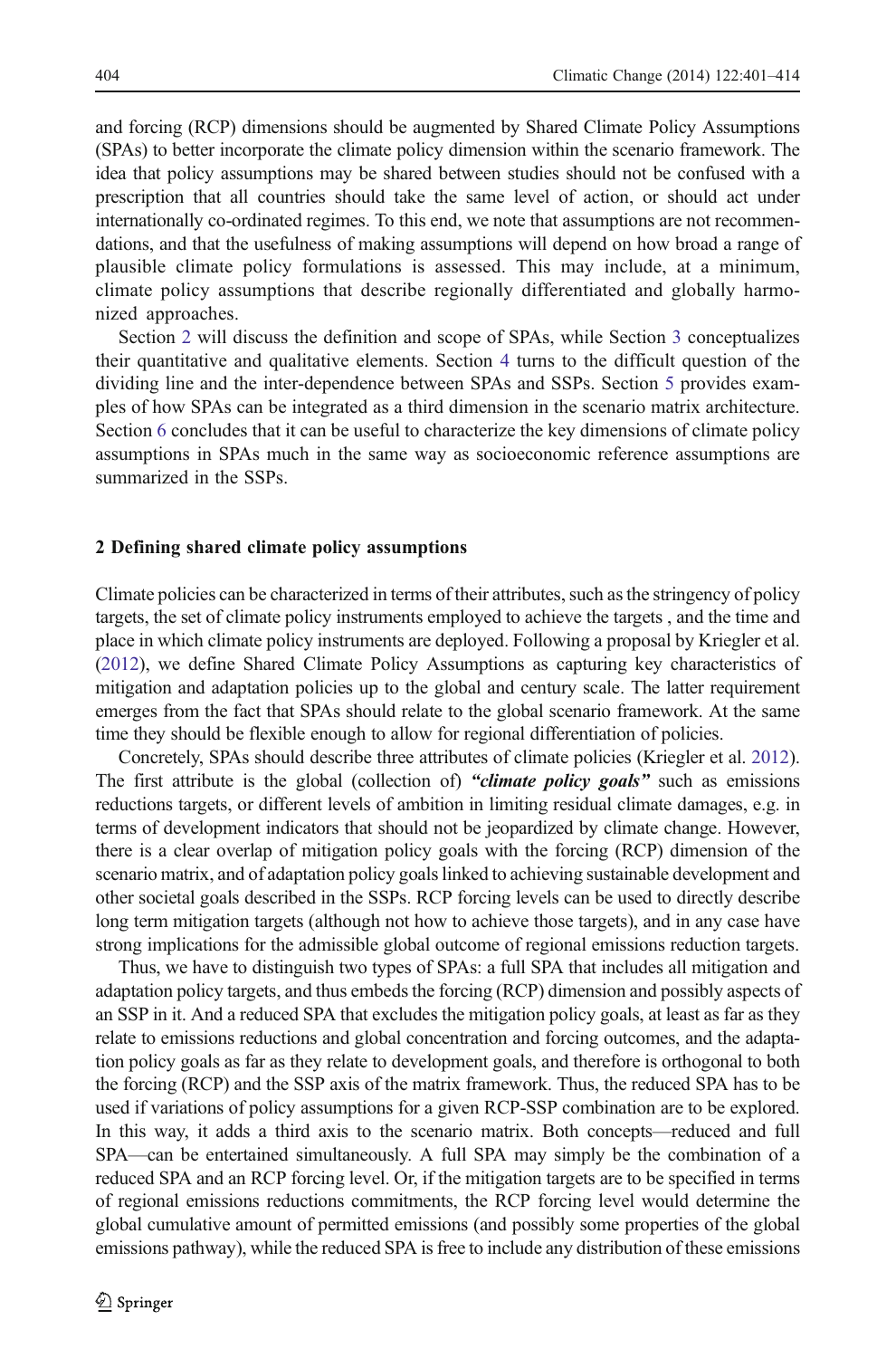and forcing (RCP) dimensions should be augmented by Shared Climate Policy Assumptions (SPAs) to better incorporate the climate policy dimension within the scenario framework. The idea that policy assumptions may be shared between studies should not be confused with a prescription that all countries should take the same level of action, or should act under internationally co-ordinated regimes. To this end, we note that assumptions are not recommendations, and that the usefulness of making assumptions will depend on how broad a range of plausible climate policy formulations is assessed. This may include, at a minimum, climate policy assumptions that describe regionally differentiated and globally harmonized approaches.

Section 2 will discuss the definition and scope of SPAs, while Section 3 conceptualizes their quantitative and qualitative elements. Section 4 turns to the difficult question of the dividing line and the inter-dependence between SPAs and SSPs. Section 5 provides examples of how SPAs can be integrated as a third dimension in the scenario matrix architecture. Section 6 concludes that it can be useful to characterize the key dimensions of climate policy assumptions in SPAs much in the same way as socioeconomic reference assumptions are summarized in the SSPs.

## 2 Defining shared climate policy assumptions

Climate policies can be characterized in terms of their attributes, such as the stringency of policy targets, the set of climate policy instruments employed to achieve the targets , and the time and place in which climate policy instruments are deployed. Following a proposal by Kriegler et al. (2012), we define Shared Climate Policy Assumptions as capturing key characteristics of mitigation and adaptation policies up to the global and century scale. The latter requirement emerges from the fact that SPAs should relate to the global scenario framework. At the same time they should be flexible enough to allow for regional differentiation of policies.

Concretely, SPAs should describe three attributes of climate policies (Kriegler et al. 2012). The first attribute is the global (collection of) ***"climate policy goals"*** such as emissions reductions targets, or different levels of ambition in limiting residual climate damages, e.g. in terms of development indicators that should not be jeopardized by climate change. However, there is a clear overlap of mitigation policy goals with the forcing (RCP) dimension of the scenario matrix, and of adaptation policy goals linked to achieving sustainable development and other societal goals described in the SSPs. RCP forcing levels can be used to directly describe long term mitigation targets (although not how to achieve those targets), and in any case have strong implications for the admissible global outcome of regional emissions reduction targets.

Thus, we have to distinguish two types of SPAs: a full SPA that includes all mitigation and adaptation policy targets, and thus embeds the forcing (RCP) dimension and possibly aspects of an SSP in it. And a reduced SPA that excludes the mitigation policy goals, at least as far as they relate to emissions reductions and global concentration and forcing outcomes, and the adaptation policy goals as far as they relate to development goals, and therefore is orthogonal to both the forcing (RCP) and the SSP axis of the matrix framework. Thus, the reduced SPA has to be used if variations of policy assumptions for a given RCP-SSP combination are to be explored. In this way, it adds a third axis to the scenario matrix. Both concepts—reduced and full SPA—can be entertained simultaneously. A full SPA may simply be the combination of a reduced SPA and an RCP forcing level. Or, if the mitigation targets are to be specified in terms of regional emissions reductions commitments, the RCP forcing level would determine the global cumulative amount of permitted emissions (and possibly some properties of the global emissions pathway), while the reduced SPA is free to include any distribution of these emissions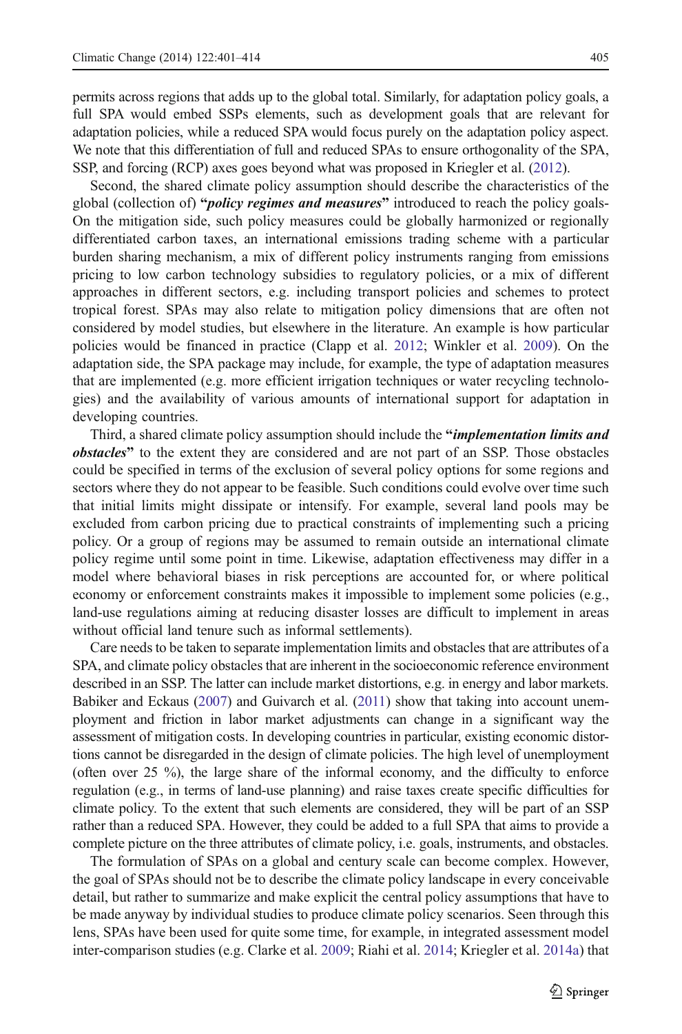permits across regions that adds up to the global total. Similarly, for adaptation policy goals, a full SPA would embed SSPs elements, such as development goals that are relevant for adaptation policies, while a reduced SPA would focus purely on the adaptation policy aspect. We note that this differentiation of full and reduced SPAs to ensure orthogonality of the SPA, SSP, and forcing (RCP) axes goes beyond what was proposed in Kriegler et al. (2012).

Second, the shared climate policy assumption should describe the characteristics of the global (collection of) "***policy regimes and measures***" introduced to reach the policy goals- On the mitigation side, such policy measures could be globally harmonized or regionally differentiated carbon taxes, an international emissions trading scheme with a particular burden sharing mechanism, a mix of different policy instruments ranging from emissions pricing to low carbon technology subsidies to regulatory policies, or a mix of different approaches in different sectors, e.g. including transport policies and schemes to protect tropical forest. SPAs may also relate to mitigation policy dimensions that are often not considered by model studies, but elsewhere in the literature. An example is how particular policies would be financed in practice (Clapp et al. 2012; Winkler et al. 2009). On the adaptation side, the SPA package may include, for example, the type of adaptation measures that are implemented (e.g. more efficient irrigation techniques or water recycling technologies) and the availability of various amounts of international support for adaptation in developing countries.

Third, a shared climate policy assumption should include the "***implementation limits and obstacles***" to the extent they are considered and are not part of an SSP. Those obstacles could be specified in terms of the exclusion of several policy options for some regions and sectors where they do not appear to be feasible. Such conditions could evolve over time such that initial limits might dissipate or intensify. For example, several land pools may be excluded from carbon pricing due to practical constraints of implementing such a pricing policy. Or a group of regions may be assumed to remain outside an international climate policy regime until some point in time. Likewise, adaptation effectiveness may differ in a model where behavioral biases in risk perceptions are accounted for, or where political economy or enforcement constraints makes it impossible to implement some policies (e.g., land-use regulations aiming at reducing disaster losses are difficult to implement in areas without official land tenure such as informal settlements).

Care needs to be taken to separate implementation limits and obstacles that are attributes of a SPA, and climate policy obstacles that are inherent in the socioeconomic reference environment described in an SSP. The latter can include market distortions, e.g. in energy and labor markets. Babiker and Eckaus (2007) and Guivarch et al. (2011) show that taking into account unemployment and friction in labor market adjustments can change in a significant way the assessment of mitigation costs. In developing countries in particular, existing economic distortions cannot be disregarded in the design of climate policies. The high level of unemployment (often over 25 %), the large share of the informal economy, and the difficulty to enforce regulation (e.g., in terms of land-use planning) and raise taxes create specific difficulties for climate policy. To the extent that such elements are considered, they will be part of an SSP rather than a reduced SPA. However, they could be added to a full SPA that aims to provide a complete picture on the three attributes of climate policy, i.e. goals, instruments, and obstacles.

The formulation of SPAs on a global and century scale can become complex. However, the goal of SPAs should not be to describe the climate policy landscape in every conceivable detail, but rather to summarize and make explicit the central policy assumptions that have to be made anyway by individual studies to produce climate policy scenarios. Seen through this lens, SPAs have been used for quite some time, for example, in integrated assessment model inter-comparison studies (e.g. Clarke et al. 2009; Riahi et al. 2014; Kriegler et al. 2014a) that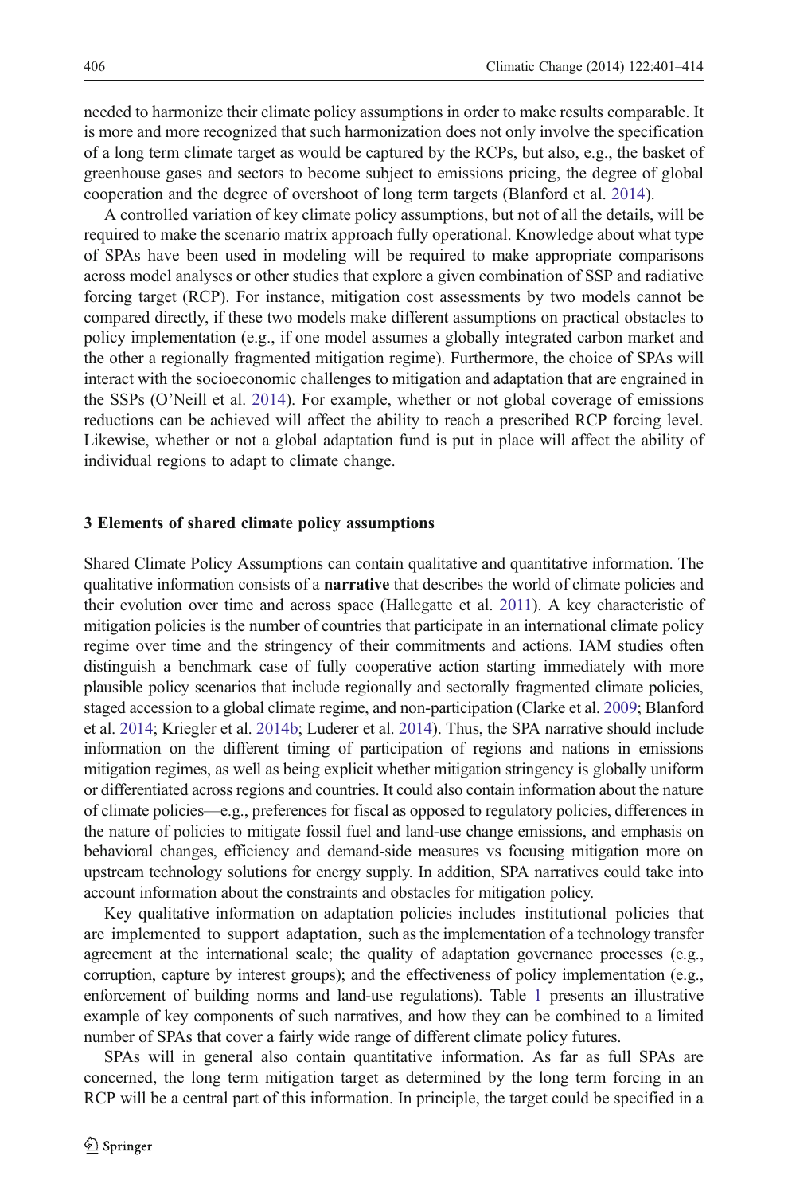needed to harmonize their climate policy assumptions in order to make results comparable. It is more and more recognized that such harmonization does not only involve the specification of a long term climate target as would be captured by the RCPs, but also, e.g., the basket of greenhouse gases and sectors to become subject to emissions pricing, the degree of global cooperation and the degree of overshoot of long term targets (Blanford et al. 2014).

A controlled variation of key climate policy assumptions, but not of all the details, will be required to make the scenario matrix approach fully operational. Knowledge about what type of SPAs have been used in modeling will be required to make appropriate comparisons across model analyses or other studies that explore a given combination of SSP and radiative forcing target (RCP). For instance, mitigation cost assessments by two models cannot be compared directly, if these two models make different assumptions on practical obstacles to policy implementation (e.g., if one model assumes a globally integrated carbon market and the other a regionally fragmented mitigation regime). Furthermore, the choice of SPAs will interact with the socioeconomic challenges to mitigation and adaptation that are engrained in the SSPs (O'Neill et al. 2014). For example, whether or not global coverage of emissions reductions can be achieved will affect the ability to reach a prescribed RCP forcing level. Likewise, whether or not a global adaptation fund is put in place will affect the ability of individual regions to adapt to climate change.

## 3 Elements of shared climate policy assumptions

Shared Climate Policy Assumptions can contain qualitative and quantitative information. The qualitative information consists of a **narrative** that describes the world of climate policies and their evolution over time and across space (Hallegatte et al. 2011). A key characteristic of mitigation policies is the number of countries that participate in an international climate policy regime over time and the stringency of their commitments and actions. IAM studies often distinguish a benchmark case of fully cooperative action starting immediately with more plausible policy scenarios that include regionally and sectorally fragmented climate policies, staged accession to a global climate regime, and non-participation (Clarke et al. 2009; Blanford et al. 2014; Kriegler et al. 2014b; Luderer et al. 2014). Thus, the SPA narrative should include information on the different timing of participation of regions and nations in emissions mitigation regimes, as well as being explicit whether mitigation stringency is globally uniform or differentiated across regions and countries. It could also contain information about the nature of climate policies—e.g., preferences for fiscal as opposed to regulatory policies, differences in the nature of policies to mitigate fossil fuel and land-use change emissions, and emphasis on behavioral changes, efficiency and demand-side measures vs focusing mitigation more on upstream technology solutions for energy supply. In addition, SPA narratives could take into account information about the constraints and obstacles for mitigation policy.

Key qualitative information on adaptation policies includes institutional policies that are implemented to support adaptation, such as the implementation of a technology transfer agreement at the international scale; the quality of adaptation governance processes (e.g., corruption, capture by interest groups); and the effectiveness of policy implementation (e.g., enforcement of building norms and land-use regulations). Table 1 presents an illustrative example of key components of such narratives, and how they can be combined to a limited number of SPAs that cover a fairly wide range of different climate policy futures.

SPAs will in general also contain quantitative information. As far as full SPAs are concerned, the long term mitigation target as determined by the long term forcing in an RCP will be a central part of this information. In principle, the target could be specified in a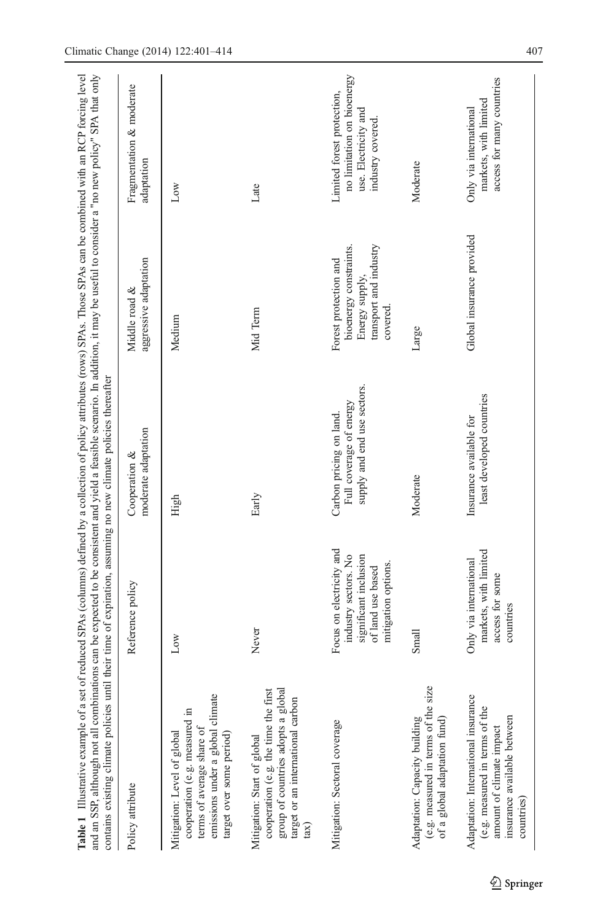**Table 1** Illustrative example of a set of reduced SPAs (columns) defined by a collection of policy attributes (rows) SPAs. Those SPAs can be combined with an RCP forcing level and an SSP, although not all combinations can be expected to be consistent and yield a feasible scenario. In addition, it may be useful to consider a "no new policy" SPA that only contains existing climate policies until their time of expiration, assuming no new climate policies thereafter

| Policy attribute | Reference policy | Cooperation & moderate adaptation | Middle road & aggressive adaptation | Fragmentation & moderate adaptation |
|---|---|---|---|---|
| Mitigation: Level of global cooperation (e.g. measured in terms of average share of emissions under a global climate target over some period) | Low | High | Medium | Low |
| Mitigation: Start of global cooperation (e.g. the time the first group of countries adopts a global target or an international carbon tax) | Never | Early | Mid Term | Late |
| Mitigation: Sectoral coverage | Focus on electricity and industry sectors. No significant inclusion of land use based mitigation options. | Carbon pricing on land. Full coverage of energy supply and end use sectors. | Forest protection and bioenergy constraints. Energy supply, transport and industry covered. | Limited forest protection, no limitation on bioenergy use. Electricity and industry covered. |
| Adaptation: Capacity building (e.g. measured in terms of the size of a global adaptation fund) | Small | Moderate | Large | Moderate |
| Adaptation: International insurance (e.g. measured in terms of the amount of climate impact insurance available between countries) | Only via international markets, with limited access for some countries | Insurance available for least developed countries | Global insurance provided | Only via international markets, with limited access for many countries |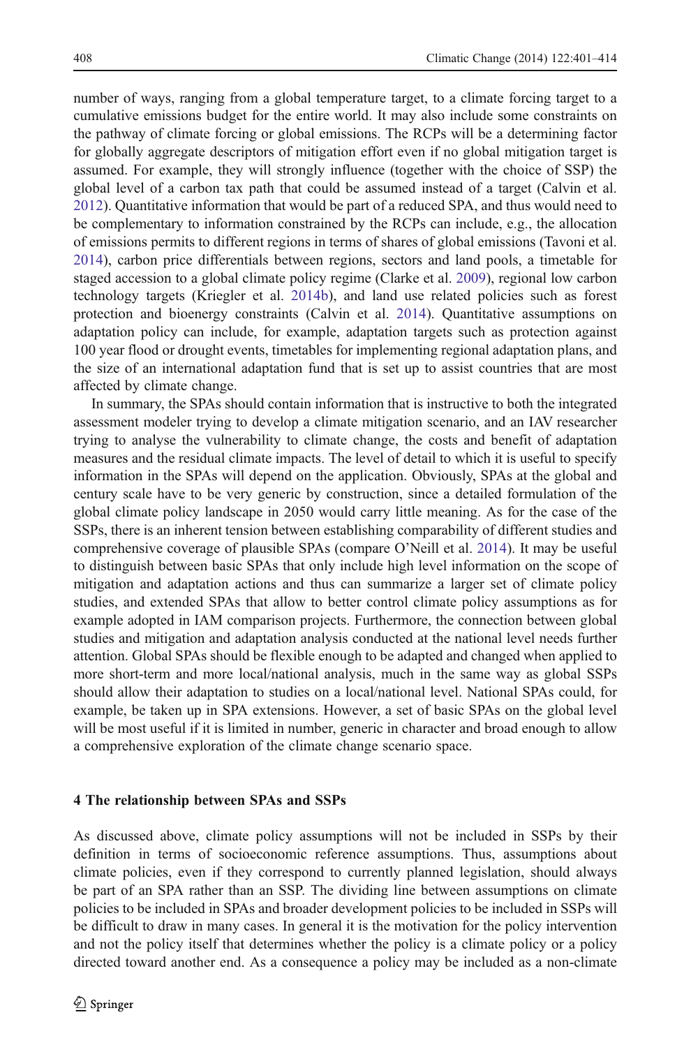number of ways, ranging from a global temperature target, to a climate forcing target to a cumulative emissions budget for the entire world. It may also include some constraints on the pathway of climate forcing or global emissions. The RCPs will be a determining factor for globally aggregate descriptors of mitigation effort even if no global mitigation target is assumed. For example, they will strongly influence (together with the choice of SSP) the global level of a carbon tax path that could be assumed instead of a target (Calvin et al. 2012). Quantitative information that would be part of a reduced SPA, and thus would need to be complementary to information constrained by the RCPs can include, e.g., the allocation of emissions permits to different regions in terms of shares of global emissions (Tavoni et al. 2014), carbon price differentials between regions, sectors and land pools, a timetable for staged accession to a global climate policy regime (Clarke et al. 2009), regional low carbon technology targets (Kriegler et al. 2014b), and land use related policies such as forest protection and bioenergy constraints (Calvin et al. 2014). Quantitative assumptions on adaptation policy can include, for example, adaptation targets such as protection against 100 year flood or drought events, timetables for implementing regional adaptation plans, and the size of an international adaptation fund that is set up to assist countries that are most affected by climate change.

In summary, the SPAs should contain information that is instructive to both the integrated assessment modeler trying to develop a climate mitigation scenario, and an IAV researcher trying to analyse the vulnerability to climate change, the costs and benefit of adaptation measures and the residual climate impacts. The level of detail to which it is useful to specify information in the SPAs will depend on the application. Obviously, SPAs at the global and century scale have to be very generic by construction, since a detailed formulation of the global climate policy landscape in 2050 would carry little meaning. As for the case of the SSPs, there is an inherent tension between establishing comparability of different studies and comprehensive coverage of plausible SPAs (compare O'Neill et al. 2014). It may be useful to distinguish between basic SPAs that only include high level information on the scope of mitigation and adaptation actions and thus can summarize a larger set of climate policy studies, and extended SPAs that allow to better control climate policy assumptions as for example adopted in IAM comparison projects. Furthermore, the connection between global studies and mitigation and adaptation analysis conducted at the national level needs further attention. Global SPAs should be flexible enough to be adapted and changed when applied to more short-term and more local/national analysis, much in the same way as global SSPs should allow their adaptation to studies on a local/national level. National SPAs could, for example, be taken up in SPA extensions. However, a set of basic SPAs on the global level will be most useful if it is limited in number, generic in character and broad enough to allow a comprehensive exploration of the climate change scenario space.

## 4 The relationship between SPAs and SSPs

As discussed above, climate policy assumptions will not be included in SSPs by their definition in terms of socioeconomic reference assumptions. Thus, assumptions about climate policies, even if they correspond to currently planned legislation, should always be part of an SPA rather than an SSP. The dividing line between assumptions on climate policies to be included in SPAs and broader development policies to be included in SSPs will be difficult to draw in many cases. In general it is the motivation for the policy intervention and not the policy itself that determines whether the policy is a climate policy or a policy directed toward another end. As a consequence a policy may be included as a non-climate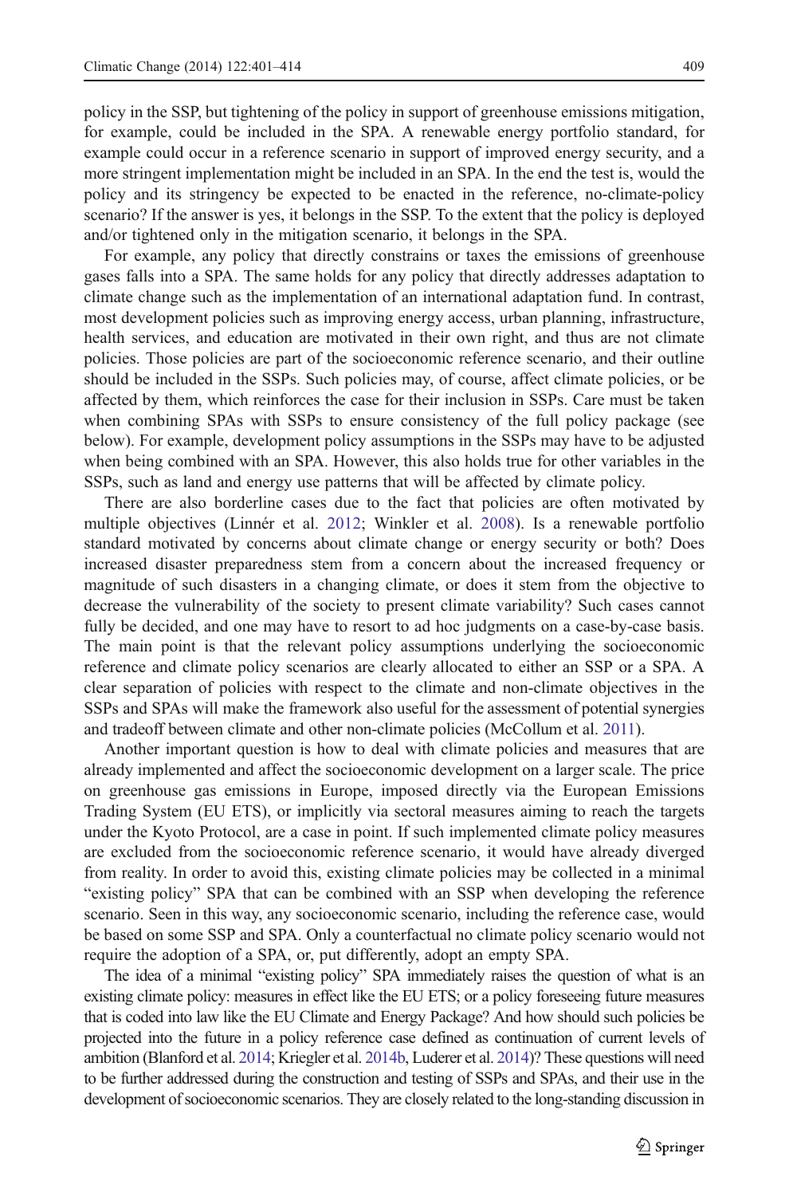policy in the SSP, but tightening of the policy in support of greenhouse emissions mitigation, for example, could be included in the SPA. A renewable energy portfolio standard, for example could occur in a reference scenario in support of improved energy security, and a more stringent implementation might be included in an SPA. In the end the test is, would the policy and its stringency be expected to be enacted in the reference, no-climate-policy scenario? If the answer is yes, it belongs in the SSP. To the extent that the policy is deployed and/or tightened only in the mitigation scenario, it belongs in the SPA.

For example, any policy that directly constrains or taxes the emissions of greenhouse gases falls into a SPA. The same holds for any policy that directly addresses adaptation to climate change such as the implementation of an international adaptation fund. In contrast, most development policies such as improving energy access, urban planning, infrastructure, health services, and education are motivated in their own right, and thus are not climate policies. Those policies are part of the socioeconomic reference scenario, and their outline should be included in the SSPs. Such policies may, of course, affect climate policies, or be affected by them, which reinforces the case for their inclusion in SSPs. Care must be taken when combining SPAs with SSPs to ensure consistency of the full policy package (see below). For example, development policy assumptions in the SSPs may have to be adjusted when being combined with an SPA. However, this also holds true for other variables in the SSPs, such as land and energy use patterns that will be affected by climate policy.

There are also borderline cases due to the fact that policies are often motivated by multiple objectives (Linnér et al. 2012; Winkler et al. 2008). Is a renewable portfolio standard motivated by concerns about climate change or energy security or both? Does increased disaster preparedness stem from a concern about the increased frequency or magnitude of such disasters in a changing climate, or does it stem from the objective to decrease the vulnerability of the society to present climate variability? Such cases cannot fully be decided, and one may have to resort to ad hoc judgments on a case-by-case basis. The main point is that the relevant policy assumptions underlying the socioeconomic reference and climate policy scenarios are clearly allocated to either an SSP or a SPA. A clear separation of policies with respect to the climate and non-climate objectives in the SSPs and SPAs will make the framework also useful for the assessment of potential synergies and tradeoff between climate and other non-climate policies (McCollum et al. 2011).

Another important question is how to deal with climate policies and measures that are already implemented and affect the socioeconomic development on a larger scale. The price on greenhouse gas emissions in Europe, imposed directly via the European Emissions Trading System (EU ETS), or implicitly via sectoral measures aiming to reach the targets under the Kyoto Protocol, are a case in point. If such implemented climate policy measures are excluded from the socioeconomic reference scenario, it would have already diverged from reality. In order to avoid this, existing climate policies may be collected in a minimal "existing policy" SPA that can be combined with an SSP when developing the reference scenario. Seen in this way, any socioeconomic scenario, including the reference case, would be based on some SSP and SPA. Only a counterfactual no climate policy scenario would not require the adoption of a SPA, or, put differently, adopt an empty SPA.

The idea of a minimal "existing policy" SPA immediately raises the question of what is an existing climate policy: measures in effect like the EU ETS; or a policy foreseeing future measures that is coded into law like the EU Climate and Energy Package? And how should such policies be projected into the future in a policy reference case defined as continuation of current levels of ambition (Blanford et al. 2014; Kriegler et al. 2014b, Luderer et al. 2014)? These questions will need to be further addressed during the construction and testing of SSPs and SPAs, and their use in the development of socioeconomic scenarios. They are closely related to the long-standing discussion in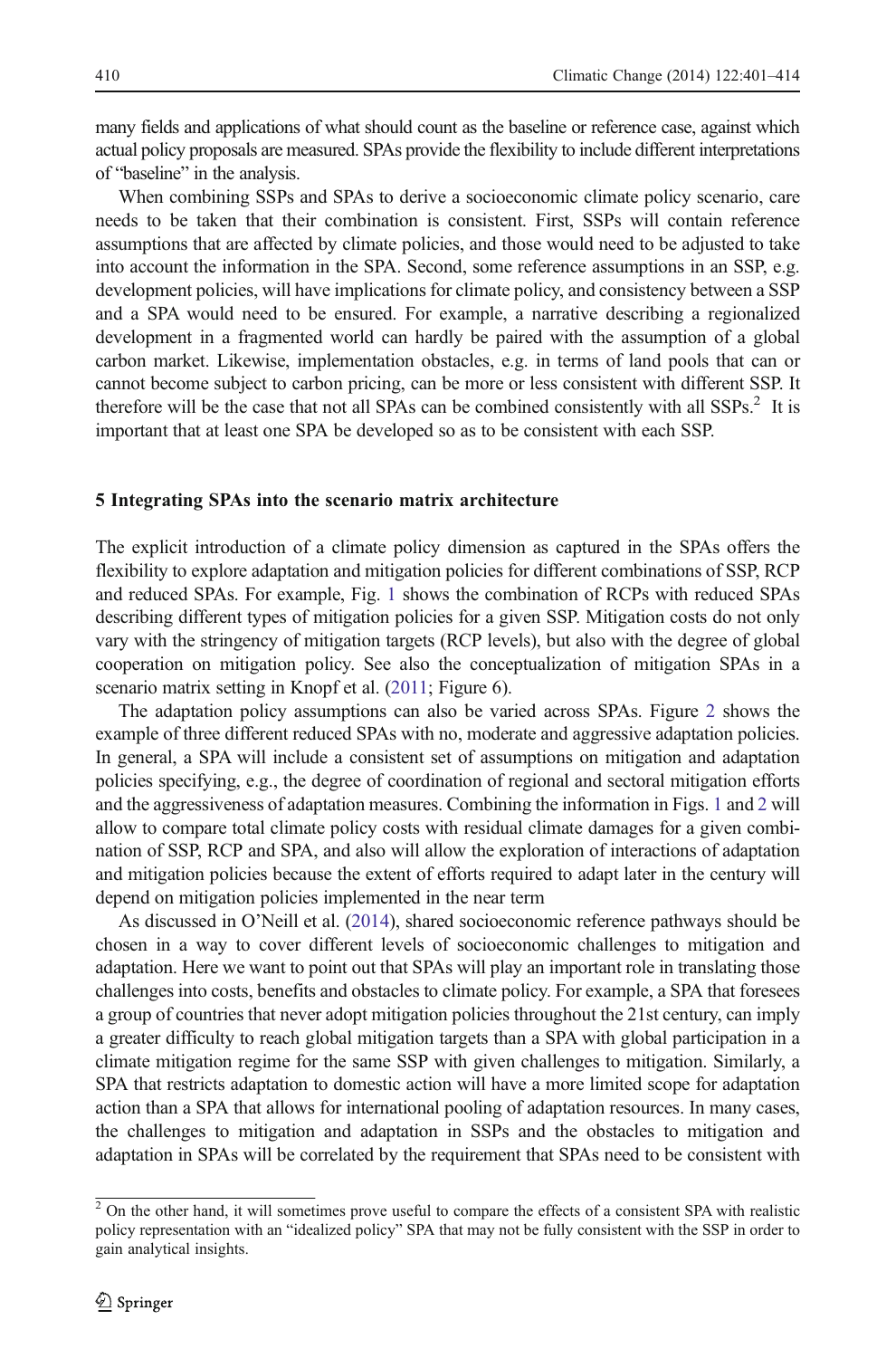many fields and applications of what should count as the baseline or reference case, against which actual policy proposals are measured. SPAs provide the flexibility to include different interpretations of "baseline" in the analysis.

When combining SSPs and SPAs to derive a socioeconomic climate policy scenario, care needs to be taken that their combination is consistent. First, SSPs will contain reference assumptions that are affected by climate policies, and those would need to be adjusted to take into account the information in the SPA. Second, some reference assumptions in an SSP, e.g. development policies, will have implications for climate policy, and consistency between a SSP and a SPA would need to be ensured. For example, a narrative describing a regionalized development in a fragmented world can hardly be paired with the assumption of a global carbon market. Likewise, implementation obstacles, e.g. in terms of land pools that can or cannot become subject to carbon pricing, can be more or less consistent with different SSP. It therefore will be the case that not all SPAs can be combined consistently with all SSPs.[2] It is important that at least one SPA be developed so as to be consistent with each SSP.

## 5 Integrating SPAs into the scenario matrix architecture

The explicit introduction of a climate policy dimension as captured in the SPAs offers the flexibility to explore adaptation and mitigation policies for different combinations of SSP, RCP and reduced SPAs. For example, Fig. 1 shows the combination of RCPs with reduced SPAs describing different types of mitigation policies for a given SSP. Mitigation costs do not only vary with the stringency of mitigation targets (RCP levels), but also with the degree of global cooperation on mitigation policy. See also the conceptualization of mitigation SPAs in a scenario matrix setting in Knopf et al. (2011; Figure 6).

The adaptation policy assumptions can also be varied across SPAs. Figure 2 shows the example of three different reduced SPAs with no, moderate and aggressive adaptation policies. In general, a SPA will include a consistent set of assumptions on mitigation and adaptation policies specifying, e.g., the degree of coordination of regional and sectoral mitigation efforts and the aggressiveness of adaptation measures. Combining the information in Figs. 1 and 2 will allow to compare total climate policy costs with residual climate damages for a given combination of SSP, RCP and SPA, and also will allow the exploration of interactions of adaptation and mitigation policies because the extent of efforts required to adapt later in the century will depend on mitigation policies implemented in the near term

As discussed in O'Neill et al. (2014), shared socioeconomic reference pathways should be chosen in a way to cover different levels of socioeconomic challenges to mitigation and adaptation. Here we want to point out that SPAs will play an important role in translating those challenges into costs, benefits and obstacles to climate policy. For example, a SPA that foresees a group of countries that never adopt mitigation policies throughout the 21st century, can imply a greater difficulty to reach global mitigation targets than a SPA with global participation in a climate mitigation regime for the same SSP with given challenges to mitigation. Similarly, a SPA that restricts adaptation to domestic action will have a more limited scope for adaptation action than a SPA that allows for international pooling of adaptation resources. In many cases, the challenges to mitigation and adaptation in SSPs and the obstacles to mitigation and adaptation in SPAs will be correlated by the requirement that SPAs need to be consistent with

[2] On the other hand, it will sometimes prove useful to compare the effects of a consistent SPA with realistic policy representation with an "idealized policy" SPA that may not be fully consistent with the SSP in order to gain analytical insights.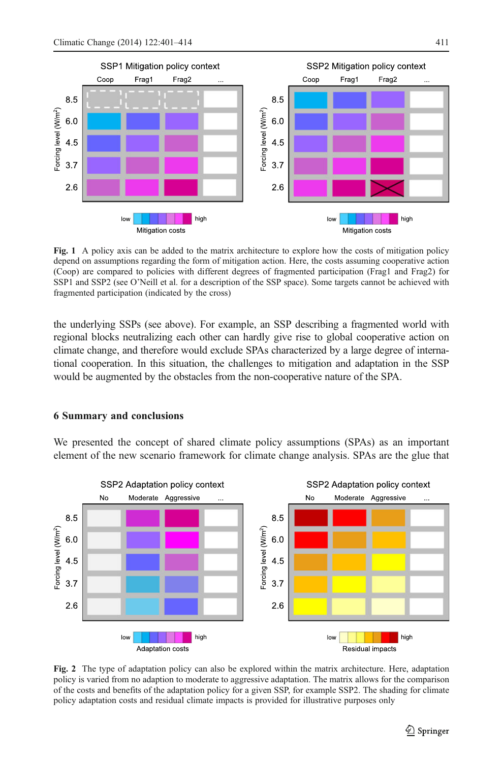SSP1 Mitigation policy context

Coop Frag1 Frag2 ...

Forcing level (W/m²)

8.5
6.0
4.5
3.7
2.6

low high
Mitigation costs

SSP2 Mitigation policy context

Coop Frag1 Frag2 ...

Forcing level (W/m²)

8.5
6.0
4.5
3.7
2.6

low high
Mitigation costs

**Fig. 1** A policy axis can be added to the matrix architecture to explore how the costs of mitigation policy depend on assumptions regarding the form of mitigation action. Here, the costs assuming cooperative action (Coop) are compared to policies with different degrees of fragmented participation (Frag1 and Frag2) for SSP1 and SSP2 (see O'Neill et al. for a description of the SSP space). Some targets cannot be achieved with fragmented participation (indicated by the cross)

the underlying SSPs (see above). For example, an SSP describing a fragmented world with regional blocks neutralizing each other can hardly give rise to global cooperative action on climate change, and therefore would exclude SPAs characterized by a large degree of international cooperation. In this situation, the challenges to mitigation and adaptation in the SSP would be augmented by the obstacles from the non-cooperative nature of the SPA.

## 6 Summary and conclusions

We presented the concept of shared climate policy assumptions (SPAs) as an important element of the new scenario framework for climate change analysis. SPAs are the glue that

SSP2 Adaptation policy context

No Moderate Aggressive ...

Forcing level (W/m²)

8.5
6.0
4.5
3.7
2.6

low high
Adaptation costs

SSP2 Adaptation policy context

No Moderate Aggressive ...

Forcing level (W/m²)

8.5
6.0
4.5
3.7
2.6

low high
Residual impacts

**Fig. 2** The type of adaptation policy can also be explored within the matrix architecture. Here, adaptation policy is varied from no adaption to moderate to aggressive adaptation. The matrix allows for the comparison of the costs and benefits of the adaptation policy for a given SSP, for example SSP2. The shading for climate policy adaptation costs and residual climate impacts is provided for illustrative purposes only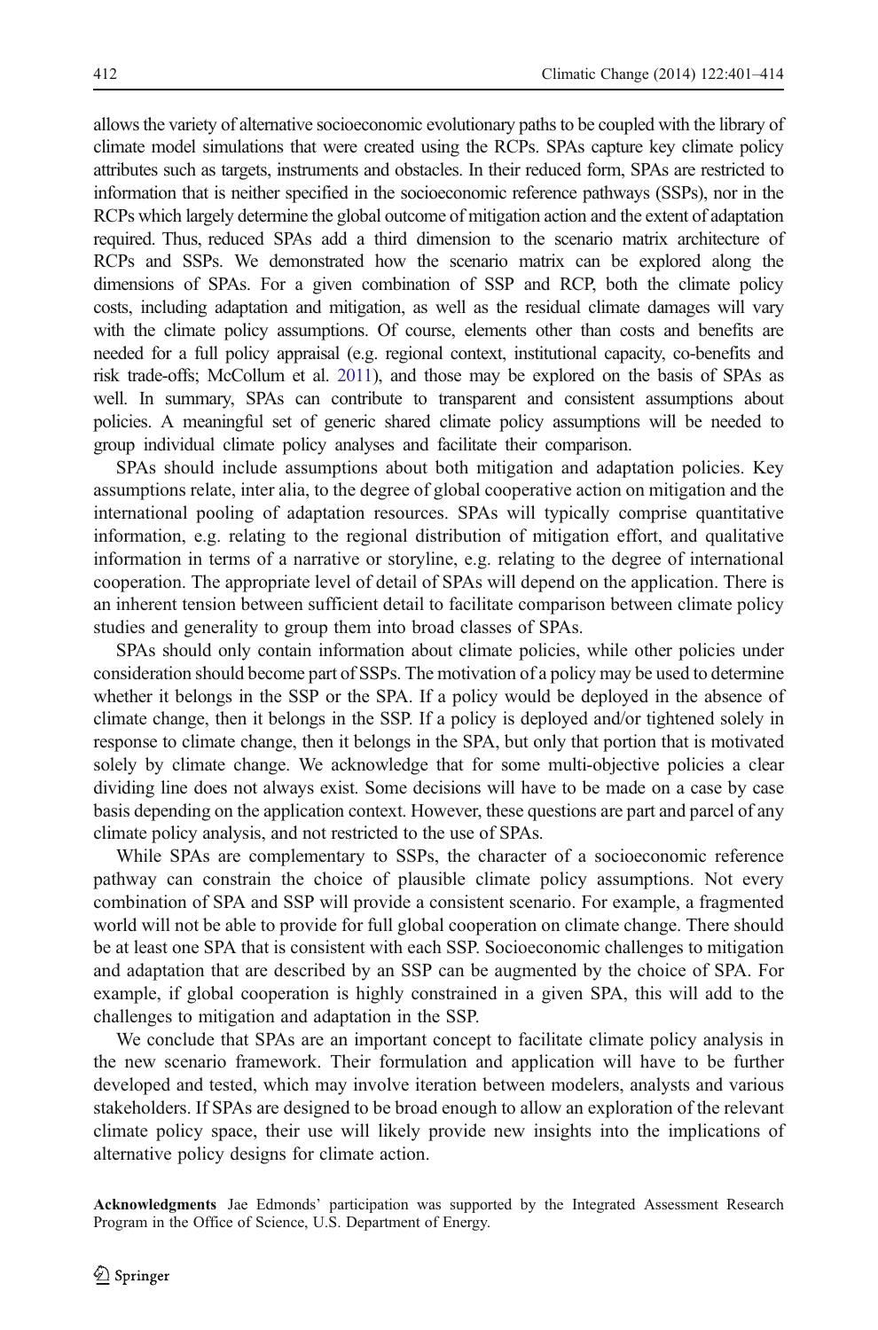allows the variety of alternative socioeconomic evolutionary paths to be coupled with the library of climate model simulations that were created using the RCPs. SPAs capture key climate policy attributes such as targets, instruments and obstacles. In their reduced form, SPAs are restricted to information that is neither specified in the socioeconomic reference pathways (SSPs), nor in the RCPs which largely determine the global outcome of mitigation action and the extent of adaptation required. Thus, reduced SPAs add a third dimension to the scenario matrix architecture of RCPs and SSPs. We demonstrated how the scenario matrix can be explored along the dimensions of SPAs. For a given combination of SSP and RCP, both the climate policy costs, including adaptation and mitigation, as well as the residual climate damages will vary with the climate policy assumptions. Of course, elements other than costs and benefits are needed for a full policy appraisal (e.g. regional context, institutional capacity, co-benefits and risk trade-offs; McCollum et al. 2011), and those may be explored on the basis of SPAs as well. In summary, SPAs can contribute to transparent and consistent assumptions about policies. A meaningful set of generic shared climate policy assumptions will be needed to group individual climate policy analyses and facilitate their comparison.

SPAs should include assumptions about both mitigation and adaptation policies. Key assumptions relate, inter alia, to the degree of global cooperative action on mitigation and the international pooling of adaptation resources. SPAs will typically comprise quantitative information, e.g. relating to the regional distribution of mitigation effort, and qualitative information in terms of a narrative or storyline, e.g. relating to the degree of international cooperation. The appropriate level of detail of SPAs will depend on the application. There is an inherent tension between sufficient detail to facilitate comparison between climate policy studies and generality to group them into broad classes of SPAs.

SPAs should only contain information about climate policies, while other policies under consideration should become part of SSPs. The motivation of a policy may be used to determine whether it belongs in the SSP or the SPA. If a policy would be deployed in the absence of climate change, then it belongs in the SSP. If a policy is deployed and/or tightened solely in response to climate change, then it belongs in the SPA, but only that portion that is motivated solely by climate change. We acknowledge that for some multi-objective policies a clear dividing line does not always exist. Some decisions will have to be made on a case by case basis depending on the application context. However, these questions are part and parcel of any climate policy analysis, and not restricted to the use of SPAs.

While SPAs are complementary to SSPs, the character of a socioeconomic reference pathway can constrain the choice of plausible climate policy assumptions. Not every combination of SPA and SSP will provide a consistent scenario. For example, a fragmented world will not be able to provide for full global cooperation on climate change. There should be at least one SPA that is consistent with each SSP. Socioeconomic challenges to mitigation and adaptation that are described by an SSP can be augmented by the choice of SPA. For example, if global cooperation is highly constrained in a given SPA, this will add to the challenges to mitigation and adaptation in the SSP.

We conclude that SPAs are an important concept to facilitate climate policy analysis in the new scenario framework. Their formulation and application will have to be further developed and tested, which may involve iteration between modelers, analysts and various stakeholders. If SPAs are designed to be broad enough to allow an exploration of the relevant climate policy space, their use will likely provide new insights into the implications of alternative policy designs for climate action.

**Acknowledgments** Jae Edmonds' participation was supported by the Integrated Assessment Research Program in the Office of Science, U.S. Department of Energy.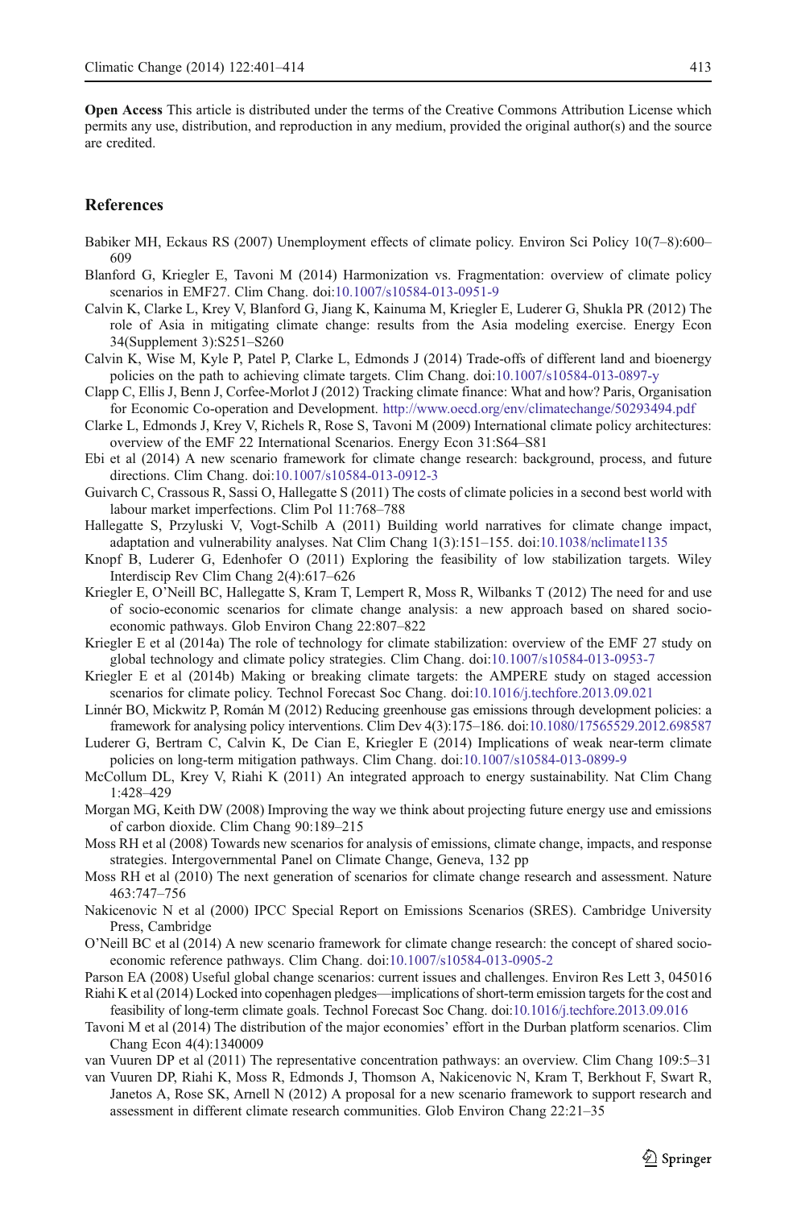**Open Access** This article is distributed under the terms of the Creative Commons Attribution License which permits any use, distribution, and reproduction in any medium, provided the original author(s) and the source are credited.

## References

Babiker MH, Eckaus RS (2007) Unemployment effects of climate policy. Environ Sci Policy 10(7–8):600–609

Blanford G, Kriegler E, Tavoni M (2014) Harmonization vs. Fragmentation: overview of climate policy scenarios in EMF27. Clim Chang. doi:10.1007/s10584-013-0951-9

Calvin K, Clarke L, Krey V, Blanford G, Jiang K, Kainuma M, Kriegler E, Luderer G, Shukla PR (2012) The role of Asia in mitigating climate change: results from the Asia modeling exercise. Energy Econ 34(Supplement 3):S251–S260

Calvin K, Wise M, Kyle P, Patel P, Clarke L, Edmonds J (2014) Trade-offs of different land and bioenergy policies on the path to achieving climate targets. Clim Chang. doi:10.1007/s10584-013-0897-y

Clapp C, Ellis J, Benn J, Corfee-Morlot J (2012) Tracking climate finance: What and how? Paris, Organisation for Economic Co-operation and Development. http://www.oecd.org/env/climatechange/50293494.pdf

Clarke L, Edmonds J, Krey V, Richels R, Rose S, Tavoni M (2009) International climate policy architectures: overview of the EMF 22 International Scenarios. Energy Econ 31:S64–S81

Ebi et al (2014) A new scenario framework for climate change research: background, process, and future directions. Clim Chang. doi:10.1007/s10584-013-0912-3

Guivarch C, Crassous R, Sassi O, Hallegatte S (2011) The costs of climate policies in a second best world with labour market imperfections. Clim Pol 11:768–788

Hallegatte S, Przyluski V, Vogt-Schilb A (2011) Building world narratives for climate change impact, adaptation and vulnerability analyses. Nat Clim Chang 1(3):151–155. doi:10.1038/nclimate1135

Knopf B, Luderer G, Edenhofer O (2011) Exploring the feasibility of low stabilization targets. Wiley Interdiscip Rev Clim Chang 2(4):617–626

Kriegler E, O'Neill BC, Hallegatte S, Kram T, Lempert R, Moss R, Wilbanks T (2012) The need for and use of socio-economic scenarios for climate change analysis: a new approach based on shared socio-economic pathways. Glob Environ Chang 22:807–822

Kriegler E et al (2014a) The role of technology for climate stabilization: overview of the EMF 27 study on global technology and climate policy strategies. Clim Chang. doi:10.1007/s10584-013-0953-7

Kriegler E et al (2014b) Making or breaking climate targets: the AMPERE study on staged accession scenarios for climate policy. Technol Forecast Soc Chang. doi:10.1016/j.techfore.2013.09.021

Linnér BO, Mickwitz P, Román M (2012) Reducing greenhouse gas emissions through development policies: a framework for analysing policy interventions. Clim Dev 4(3):175–186. doi:10.1080/17565529.2012.698587

Luderer G, Bertram C, Calvin K, De Cian E, Kriegler E (2014) Implications of weak near-term climate policies on long-term mitigation pathways. Clim Chang. doi:10.1007/s10584-013-0899-9

McCollum DL, Krey V, Riahi K (2011) An integrated approach to energy sustainability. Nat Clim Chang 1:428–429

Morgan MG, Keith DW (2008) Improving the way we think about projecting future energy use and emissions of carbon dioxide. Clim Chang 90:189–215

Moss RH et al (2008) Towards new scenarios for analysis of emissions, climate change, impacts, and response strategies. Intergovernmental Panel on Climate Change, Geneva, 132 pp

Moss RH et al (2010) The next generation of scenarios for climate change research and assessment. Nature 463:747–756

Nakicenovic N et al (2000) IPCC Special Report on Emissions Scenarios (SRES). Cambridge University Press, Cambridge

O'Neill BC et al (2014) A new scenario framework for climate change research: the concept of shared socio-economic reference pathways. Clim Chang. doi:10.1007/s10584-013-0905-2

Parson EA (2008) Useful global change scenarios: current issues and challenges. Environ Res Lett 3, 045016

Riahi K et al (2014) Locked into copenhagen pledges—implications of short-term emission targets for the cost and feasibility of long-term climate goals. Technol Forecast Soc Chang. doi:10.1016/j.techfore.2013.09.016

Tavoni M et al (2014) The distribution of the major economies' effort in the Durban platform scenarios. Clim Chang Econ 4(4):1340009

van Vuuren DP et al (2011) The representative concentration pathways: an overview. Clim Chang 109:5–31

van Vuuren DP, Riahi K, Moss R, Edmonds J, Thomson A, Nakicenovic N, Kram T, Berkhout F, Swart R, Janetos A, Rose SK, Arnell N (2012) A proposal for a new scenario framework to support research and assessment in different climate research communities. Glob Environ Chang 22:21–35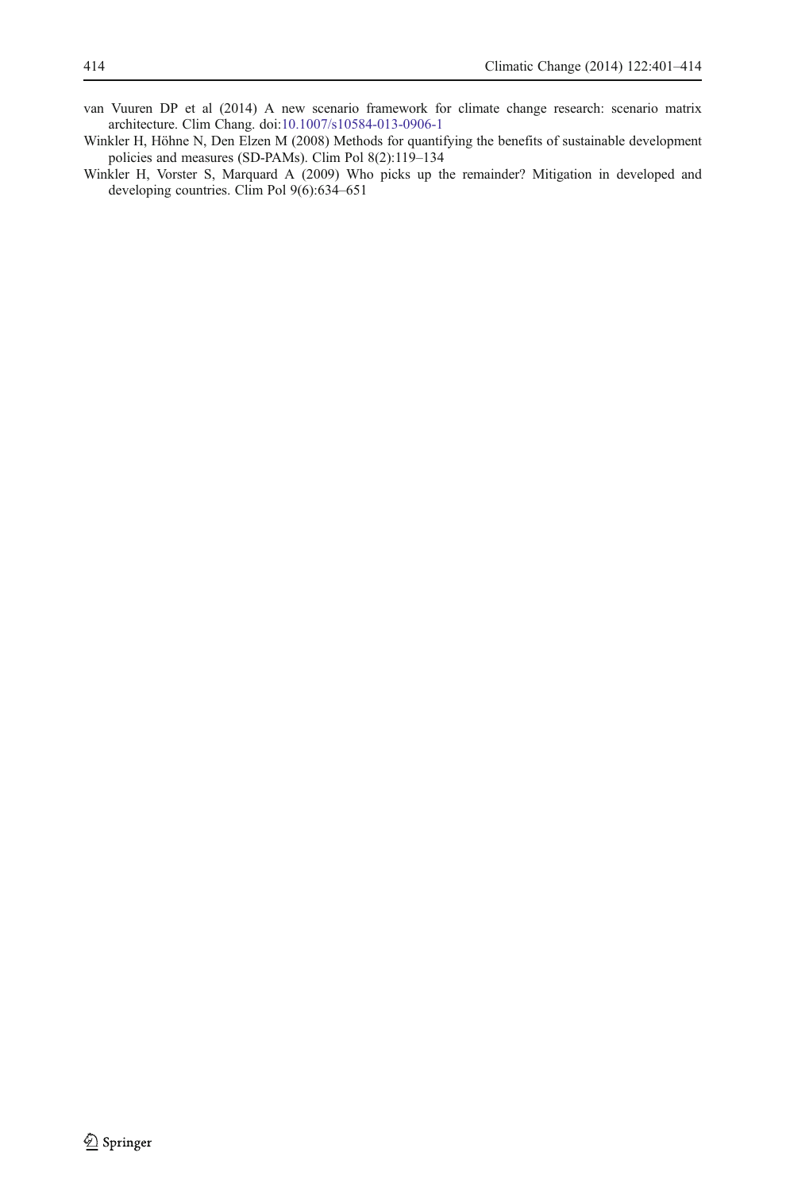van Vuuren DP et al (2014) A new scenario framework for climate change research: scenario matrix architecture. Clim Chang. doi:10.1007/s10584-013-0906-1

Winkler H, Höhne N, Den Elzen M (2008) Methods for quantifying the benefits of sustainable development policies and measures (SD-PAMs). Clim Pol 8(2):119–134

Winkler H, Vorster S, Marquard A (2009) Who picks up the remainder? Mitigation in developed and developing countries. Clim Pol 9(6):634–651